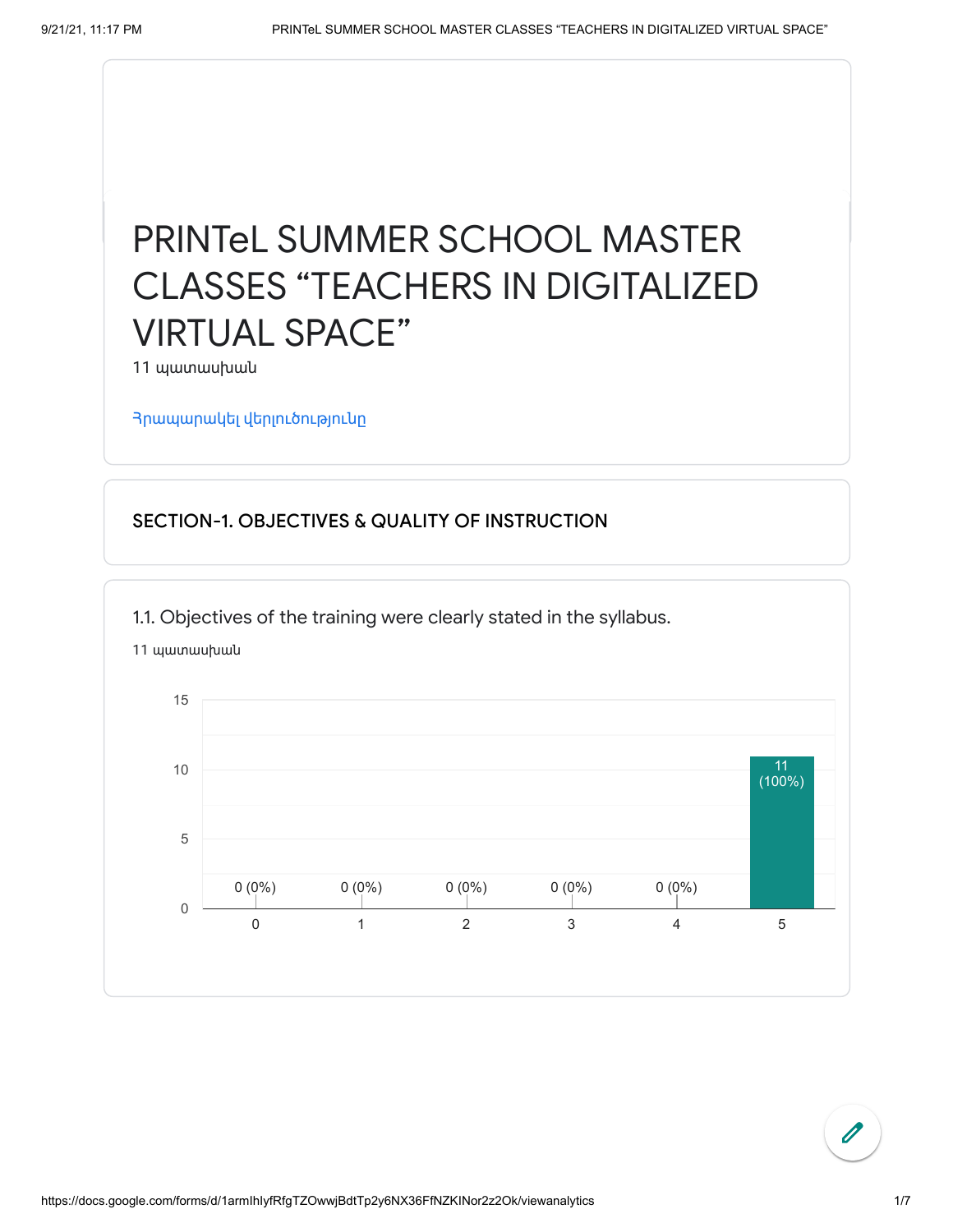# PRINTeL SUMMER SCHOOL MASTER CLASSES “TEACHERS IN DIGITALIZED VIRTUAL SPACE”

11 պատասխան

Հրապարակել վերլուծությունը

## SECTION-1. OBJECTIVES & QUALITY OF INSTRUCTION

### 1.1. Objectives of the training were clearly stated in the syllabus.

11 պատասխան

| Rating | Responses |
|---|---|
| 0 | 0 (0%) |
| 1 | 0 (0%) |
| 2 | 0 (0%) |
| 3 | 0 (0%) |
| 4 | 0 (0%) |
| 5 | 11 (100%) |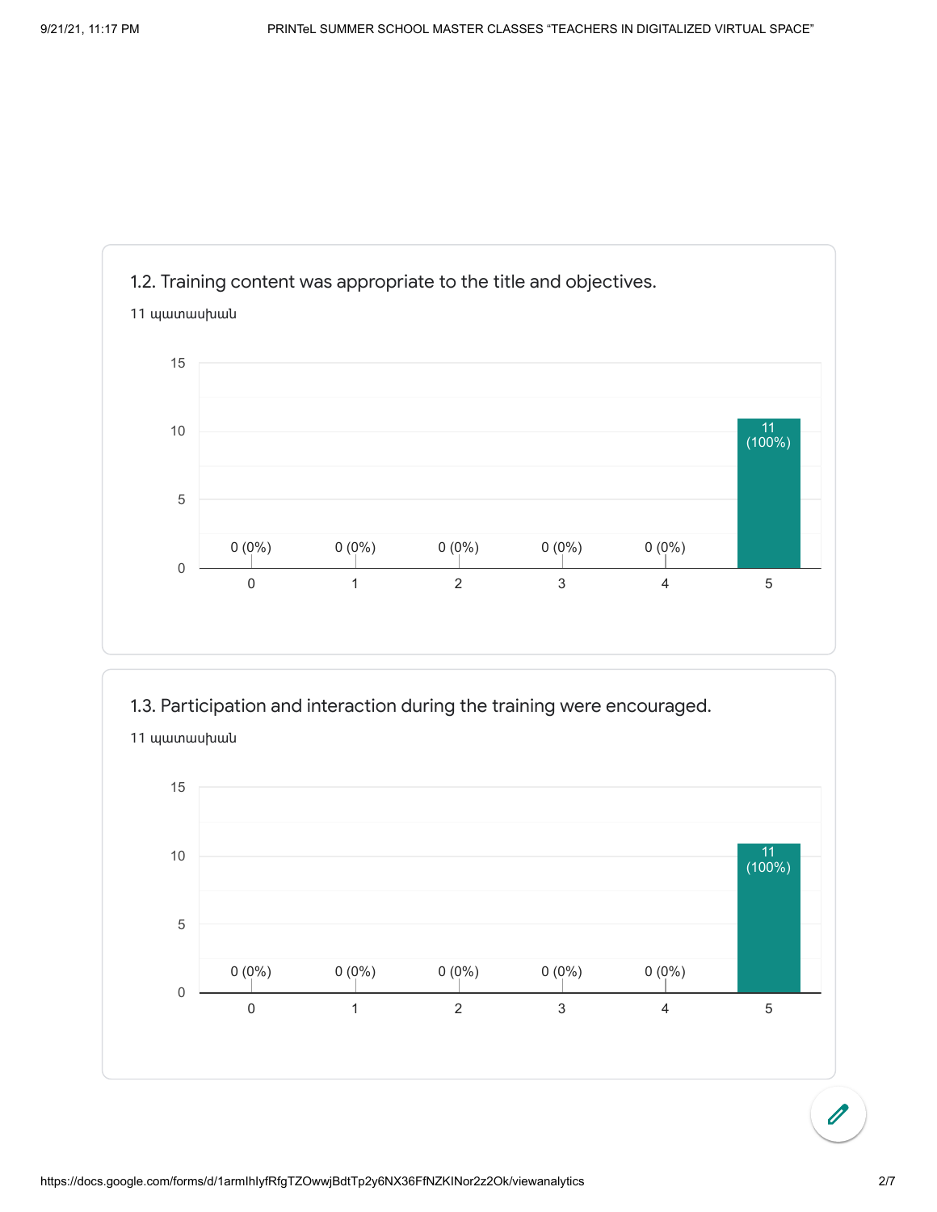1.2. Training content was appropriate to the title and objectives.

11 պատասխան

| Rating | Responses |
|---|---|
| 0 | 0 (0%) |
| 1 | 0 (0%) |
| 2 | 0 (0%) |
| 3 | 0 (0%) |
| 4 | 0 (0%) |
| 5 | 11 (100%) |

1.3. Participation and interaction during the training were encouraged.

11 պատասխան

| Rating | Responses |
|---|---|
| 0 | 0 (0%) |
| 1 | 0 (0%) |
| 2 | 0 (0%) |
| 3 | 0 (0%) |
| 4 | 0 (0%) |
| 5 | 11 (100%) |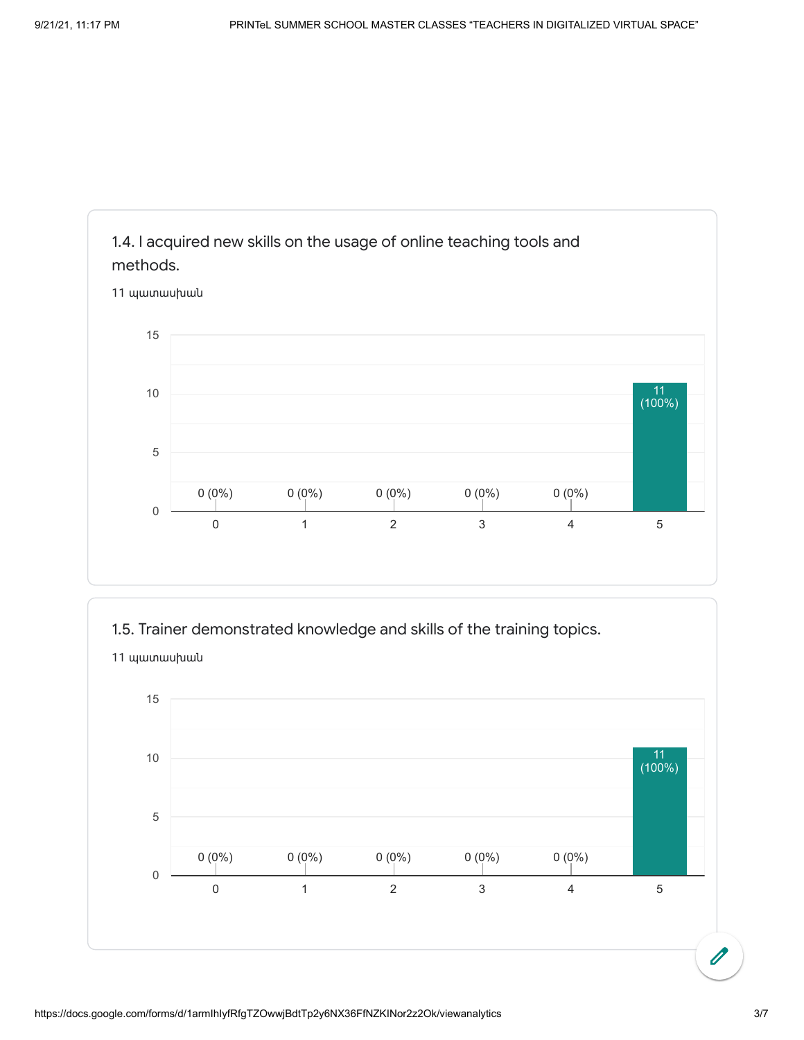### 1.4. I acquired new skills on the usage of online teaching tools and methods.

11 պատասխան

| Rating | Responses |
| --- | --- |
| 0 | 0 (0%) |
| 1 | 0 (0%) |
| 2 | 0 (0%) |
| 3 | 0 (0%) |
| 4 | 0 (0%) |
| 5 | 11 (100%) |

### 1.5. Trainer demonstrated knowledge and skills of the training topics.

11 պատասխան

| Rating | Responses |
| --- | --- |
| 0 | 0 (0%) |
| 1 | 0 (0%) |
| 2 | 0 (0%) |
| 3 | 0 (0%) |
| 4 | 0 (0%) |
| 5 | 11 (100%) |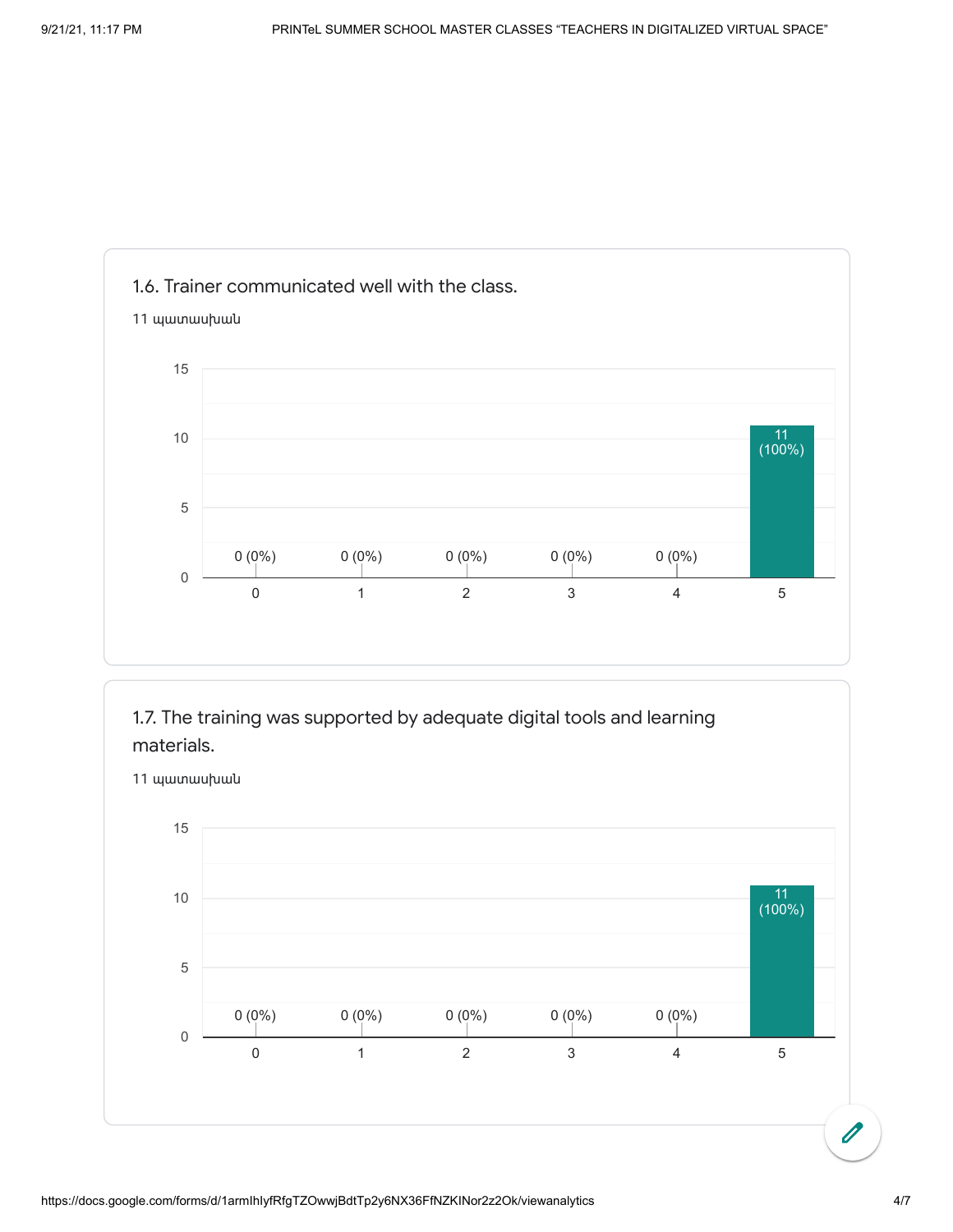### 1.6. Trainer communicated well with the class.

11 պատասխան

| Rating | Responses |
|---|---|
| 0 | 0 (0%) |
| 1 | 0 (0%) |
| 2 | 0 (0%) |
| 3 | 0 (0%) |
| 4 | 0 (0%) |
| 5 | 11 (100%) |

### 1.7. The training was supported by adequate digital tools and learning materials.

11 պատասխան

| Rating | Responses |
|---|---|
| 0 | 0 (0%) |
| 1 | 0 (0%) |
| 2 | 0 (0%) |
| 3 | 0 (0%) |
| 4 | 0 (0%) |
| 5 | 11 (100%) |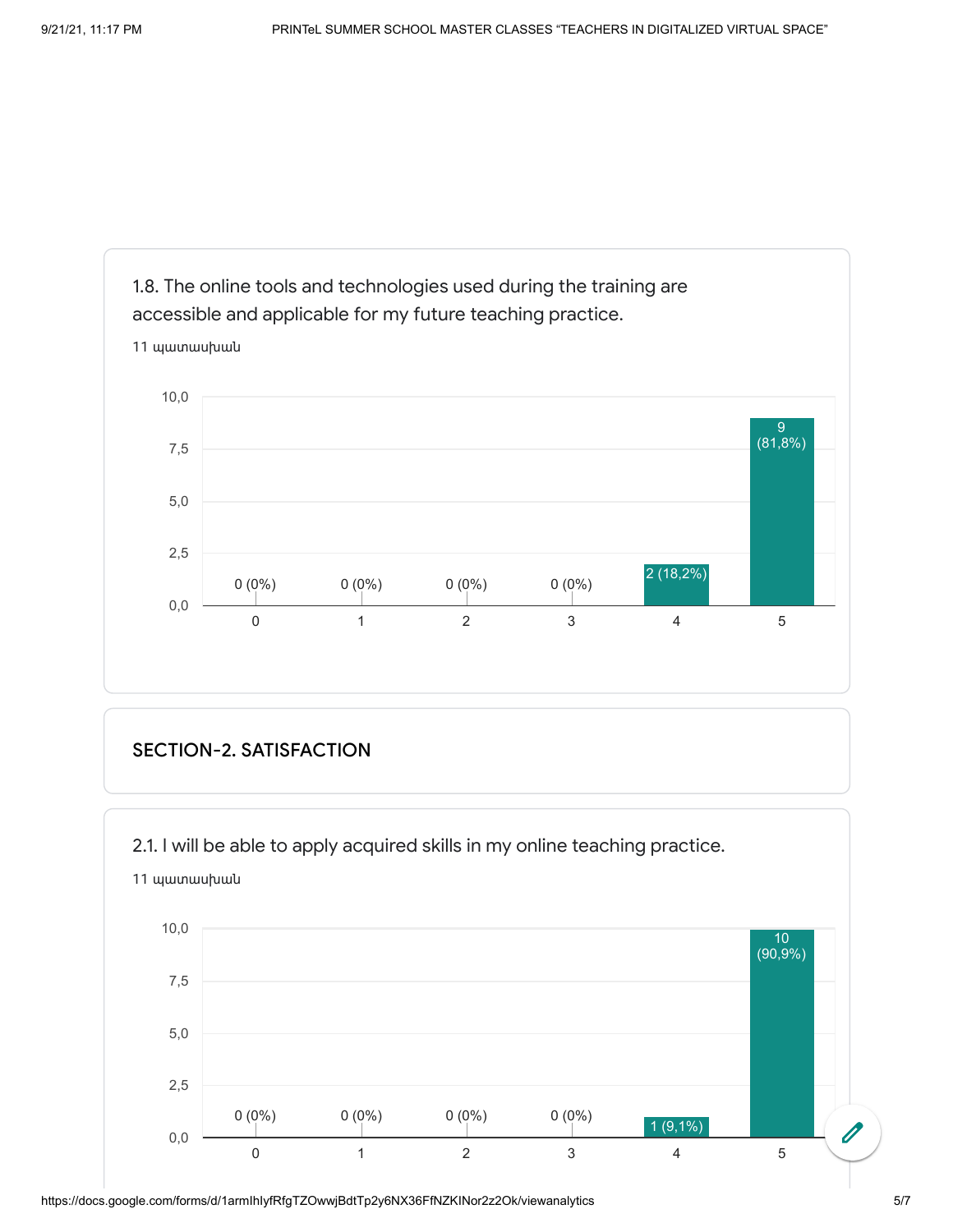1.8. The online tools and technologies used during the training are accessible and applicable for my future teaching practice.

11 պատասխան

| Rating | Responses |
| --- | --- |
| 0 | 0 (0%) |
| 1 | 0 (0%) |
| 2 | 0 (0%) |
| 3 | 0 (0%) |
| 4 | 2 (18,2%) |
| 5 | 9 (81,8%) |

## SECTION-2. SATISFACTION

2.1. I will be able to apply acquired skills in my online teaching practice.

11 պատասխան

| Rating | Responses |
| --- | --- |
| 0 | 0 (0%) |
| 1 | 0 (0%) |
| 2 | 0 (0%) |
| 3 | 0 (0%) |
| 4 | 1 (9,1%) |
| 5 | 10 (90,9%) |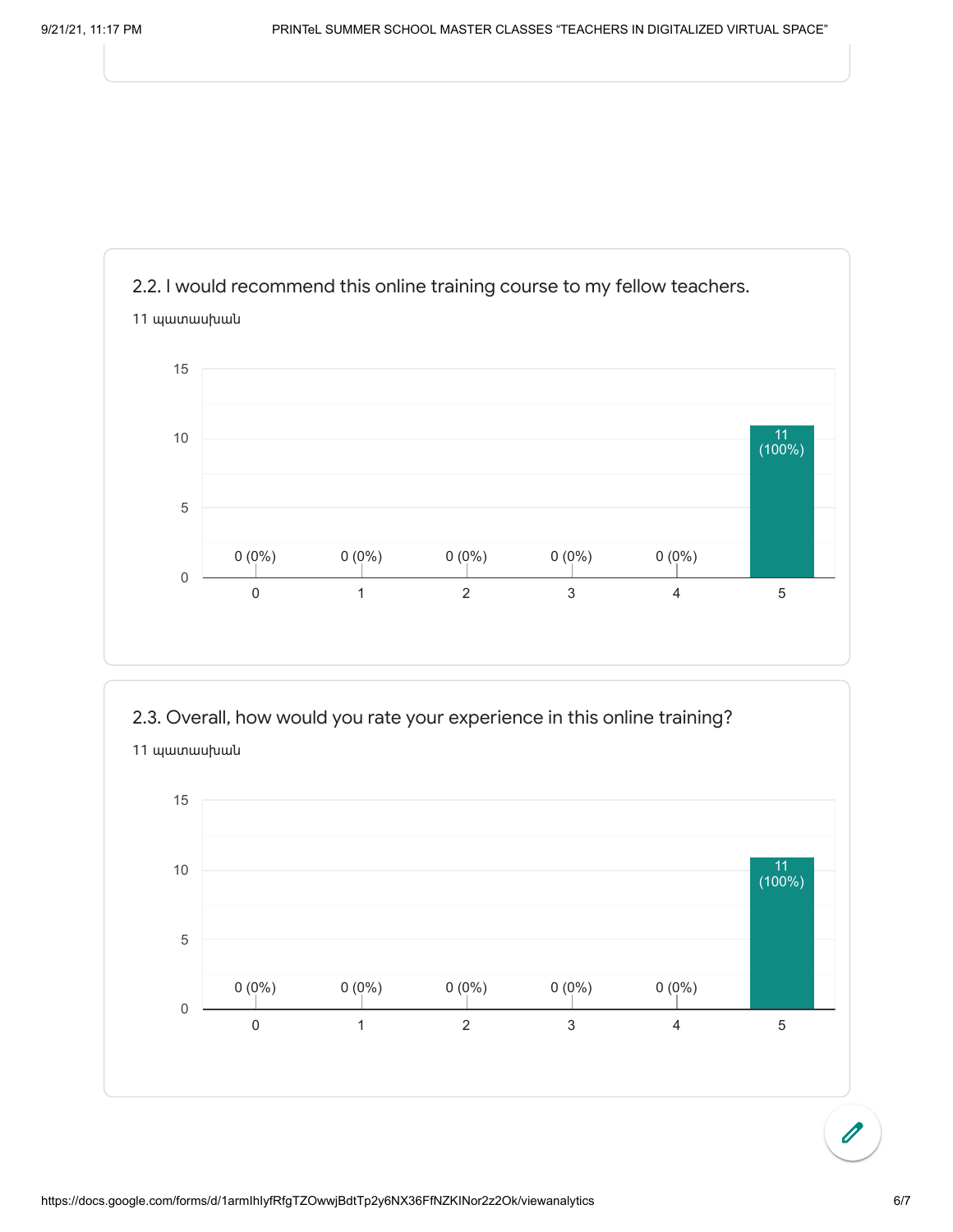2.2. I would recommend this online training course to my fellow teachers.

11 պատասխան

| Rating | Responses |
|---|---|
| 0 | 0 (0%) |
| 1 | 0 (0%) |
| 2 | 0 (0%) |
| 3 | 0 (0%) |
| 4 | 0 (0%) |
| 5 | 11 (100%) |

2.3. Overall, how would you rate your experience in this online training?

11 պատասխան

| Rating | Responses |
|---|---|
| 0 | 0 (0%) |
| 1 | 0 (0%) |
| 2 | 0 (0%) |
| 3 | 0 (0%) |
| 4 | 0 (0%) |
| 5 | 11 (100%) |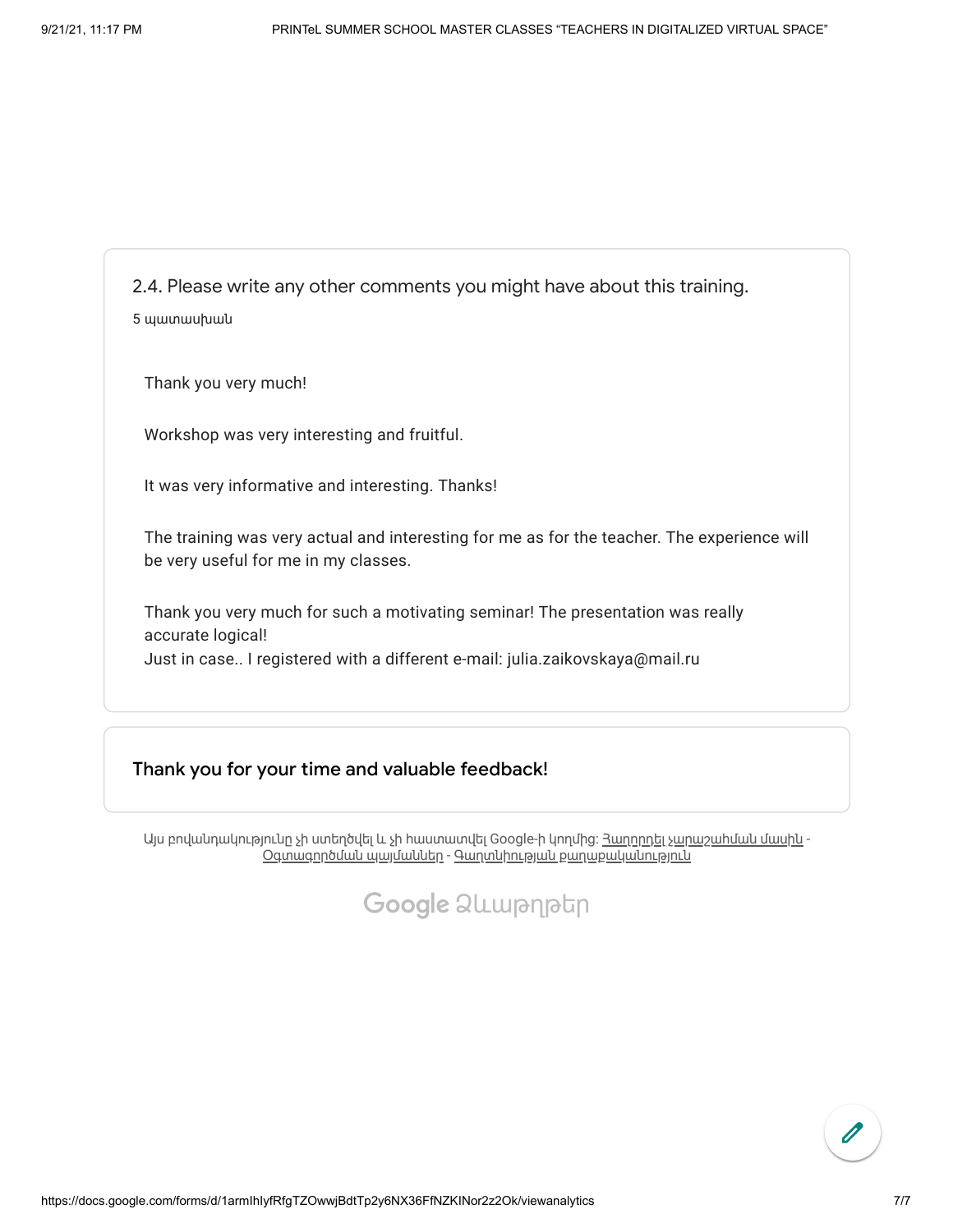2.4. Please write any other comments you might have about this training.

5 պատասխան

Thank you very much!

Workshop was very interesting and fruitful.

It was very informative and interesting. Thanks!

The training was very actual and interesting for me as for the teacher. The experience will be very useful for me in my classes.

Thank you very much for such a motivating seminar! The presentation was really accurate logical!
Just in case.. I registered with a different e-mail: julia.zaikovskaya@mail.ru

**Thank you for your time and valuable feedback!**

Այս բովանդակությունը չի ստեղծվել և չի հաստատվել Google-ի կողմից: Հաղորդել չարաշահման մասին - Օգտագործման պայմաններ - Գաղտնիության քաղաքականություն

Google Ձևաթղթեր